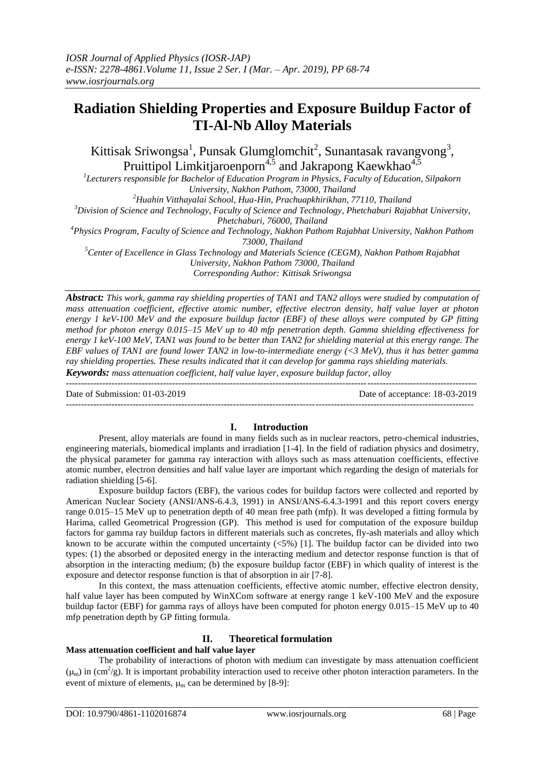# Radiation Shielding Properties and Exposure Buildup Factor of TI-Al-Nb Alloy Materials

Kittisak Sriwongsa[1], Punsak Glumglomchit[2], Sunantasak ravangvong[3], Pruittipol Limkitjaroenporn[4,5] and Jakrapong Kaewkhao[4,5]

[1]Lecturers responsible for Bachelor of Education Program in Physics, Faculty of Education, Silpakorn University, Nakhon Pathom, 73000, Thailand

[2]Huahin Vitthayalai School, Hua-Hin, Prachuapkhirikhan, 77110, Thailand

[3]Division of Science and Technology, Faculty of Science and Technology, Phetchaburi Rajabhat University, Phetchaburi, 76000, Thailand

[4]Physics Program, Faculty of Science and Technology, Nakhon Pathom Rajabhat University, Nakhon Pathom 73000, Thailand

[5]Center of Excellence in Glass Technology and Materials Science (CEGM), Nakhon Pathom Rajabhat University, Nakhon Pathom 73000, Thailand

Corresponding Author: Kittisak Sriwongsa

***Abstract:*** *This work, gamma ray shielding properties of TAN1 and TAN2 alloys were studied by computation of mass attenuation coefficient, effective atomic number, effective electron density, half value layer at photon energy 1 keV-100 MeV and the exposure buildup factor (EBF) of these alloys were computed by GP fitting method for photon energy 0.015–15 MeV up to 40 mfp penetration depth. Gamma shielding effectiveness for energy 1 keV-100 MeV, TAN1 was found to be better than TAN2 for shielding material at this energy range. The EBF values of TAN1 are found lower TAN2 in low-to-intermediate energy (<3 MeV), thus it has better gamma ray shielding properties. These results indicated that it can develop for gamma rays shielding materials.*

***Keywords:*** *mass attenuation coefficient, half value layer, exposure buildup factor, alloy*

---

Date of Submission: 01-03-2019 Date of acceptance: 18-03-2019

---

## I. Introduction

Present, alloy materials are found in many fields such as in nuclear reactors, petro-chemical industries, engineering materials, biomedical implants and irradiation [1-4]. In the field of radiation physics and dosimetry, the physical parameter for gamma ray interaction with alloys such as mass attenuation coefficients, effective atomic number, electron densities and half value layer are important which regarding the design of materials for radiation shielding [5-6].

Exposure buildup factors (EBF), the various codes for buildup factors were collected and reported by American Nuclear Society (ANSI/ANS-6.4.3, 1991) in ANSI/ANS-6.4.3-1991 and this report covers energy range 0.015–15 MeV up to penetration depth of 40 mean free path (mfp). It was developed a fitting formula by Harima, called Geometrical Progression (GP). This method is used for computation of the exposure buildup factors for gamma ray buildup factors in different materials such as concretes, fly-ash materials and alloy which known to be accurate within the computed uncertainty (<5%) [1]. The buildup factor can be divided into two types: (1) the absorbed or deposited energy in the interacting medium and detector response function is that of absorption in the interacting medium; (b) the exposure buildup factor (EBF) in which quality of interest is the exposure and detector response function is that of absorption in air [7-8].

In this context, the mass attenuation coefficients, effective atomic number, effective electron density, half value layer has been computed by WinXCom software at energy range 1 keV-100 MeV and the exposure buildup factor (EBF) for gamma rays of alloys have been computed for photon energy 0.015–15 MeV up to 40 mfp penetration depth by GP fitting formula.

## II. Theoretical formulation

### Mass attenuation coefficient and half value layer

The probability of interactions of photon with medium can investigate by mass attenuation coefficient ($\mu_m$) in (cm$^2$/g). It is important probability interaction used to receive other photon interaction parameters. In the event of mixture of elements, $\mu_m$ can be determined by [8-9]: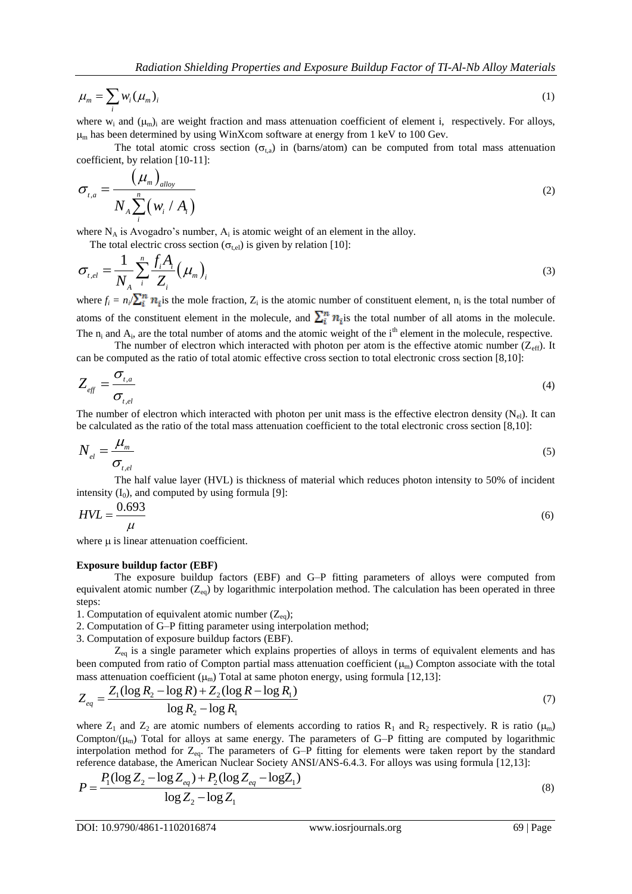$$\mu_m = \sum_i w_i (\mu_m)_i \tag{1}$$

where $w_i$ and $(\mu_m)_i$ are weight fraction and mass attenuation coefficient of element i, respectively. For alloys, $\mu_m$ has been determined by using WinXcom software at energy from 1 keV to 100 Gev.

The total atomic cross section ($\sigma_{t,a}$) in (barns/atom) can be computed from total mass attenuation coefficient, by relation [10-11]:

$$\sigma_{t,a} = \frac{(\mu_m)_{alloy}}{N_A \sum_i^n (w_i / A_i)} \tag{2}$$

where $N_A$ is Avogadro's number, $A_i$ is atomic weight of an element in the alloy.

The total electric cross section ($\sigma_{t,el}$) is given by relation [10]:

$$\sigma_{t,el} = \frac{1}{N_A} \sum_i^n \frac{f_i A_i}{Z_i} (\mu_m)_i \tag{3}$$

where $f_i = n_i / \sum_i^n n_i$ is the mole fraction, $Z_i$ is the atomic number of constituent element, $n_i$ is the total number of atoms of the constituent element in the molecule, and $\sum_i^n n_i$ is the total number of all atoms in the molecule. The $n_i$ and $A_i$, are the total number of atoms and the atomic weight of the i[th] element in the molecule, respective.

The number of electron which interacted with photon per atom is the effective atomic number ($Z_{eff}$). It can be computed as the ratio of total atomic effective cross section to total electronic cross section [8,10]:

$$Z_{eff} = \frac{\sigma_{t,a}}{\sigma_{t,el}} \tag{4}$$

The number of electron which interacted with photon per unit mass is the effective electron density ($N_{el}$). It can be calculated as the ratio of the total mass attenuation coefficient to the total electronic cross section [8,10]:

$$N_{el} = \frac{\mu_m}{\sigma_{t,el}} \tag{5}$$

The half value layer (HVL) is thickness of material which reduces photon intensity to 50% of incident intensity ($I_0$), and computed by using formula [9]:

$$HVL = \frac{0.693}{\mu} \tag{6}$$

where $\mu$ is linear attenuation coefficient.

**Exposure buildup factor (EBF)**

The exposure buildup factors (EBF) and G–P fitting parameters of alloys were computed from equivalent atomic number ($Z_{eq}$) by logarithmic interpolation method. The calculation has been operated in three steps:

1. Computation of equivalent atomic number ($Z_{eq}$);
2. Computation of G–P fitting parameter using interpolation method;
3. Computation of exposure buildup factors (EBF).

$Z_{eq}$ is a single parameter which explains properties of alloys in terms of equivalent elements and has been computed from ratio of Compton partial mass attenuation coefficient ($\mu_m$) Compton associate with the total mass attenuation coefficient ($\mu_m$) Total at same photon energy, using formula [12,13]:

$$Z_{eq} = \frac{Z_1(\log R_2 - \log R) + Z_2(\log R - \log R_1)}{\log R_2 - \log R_1} \tag{7}$$

where $Z_1$ and $Z_2$ are atomic numbers of elements according to ratios $R_1$ and $R_2$ respectively. R is ratio ($\mu_m$) Compton/($\mu_m$) Total for alloys at same energy. The parameters of G–P fitting are computed by logarithmic interpolation method for $Z_{eq}$. The parameters of G–P fitting for elements were taken report by the standard reference database, the American Nuclear Society ANSI/ANS-6.4.3. For alloys was using formula [12,13]:

$$P = \frac{P_1(\log Z_2 - \log Z_{eq}) + P_2(\log Z_{eq} - \log Z_1)}{\log Z_2 - \log Z_1} \tag{8}$$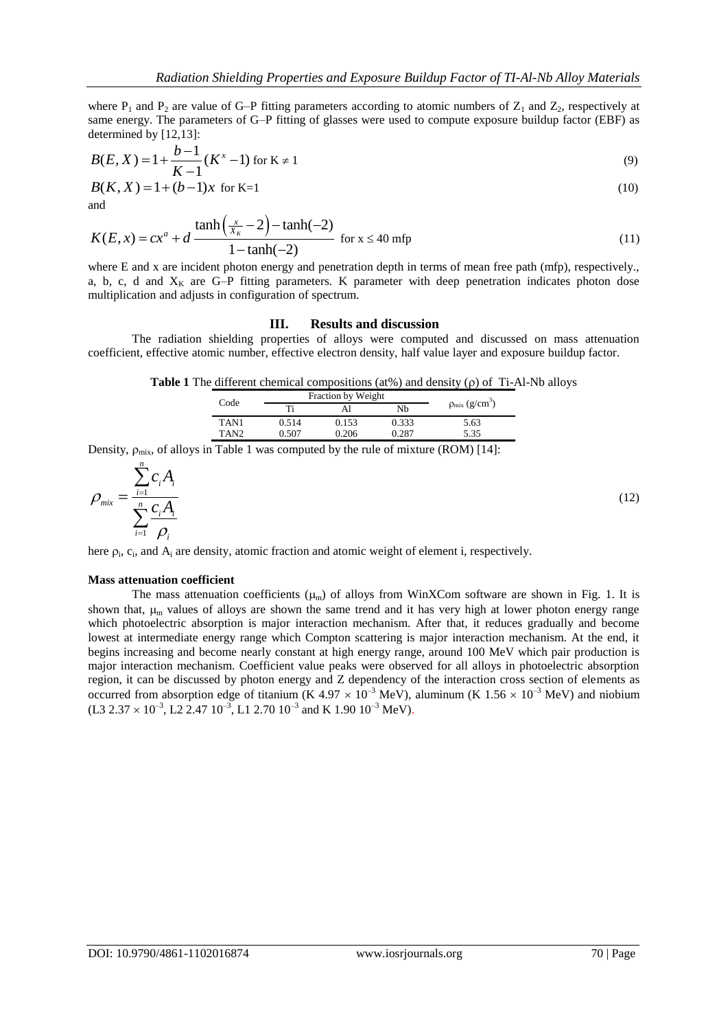where $P_1$ and $P_2$ are value of G–P fitting parameters according to atomic numbers of $Z_1$ and $Z_2$, respectively at same energy. The parameters of G–P fitting of glasses were used to compute exposure buildup factor (EBF) as determined by [12,13]:

$$B(E,X) = 1 + \frac{b-1}{K-1}(K^x - 1) \text{ for } K \neq 1 \tag{9}$$

$$B(K,X) = 1 + (b-1)x \text{ for } K=1 \tag{10}$$

and

$$K(E,x) = cx^a + d\,\frac{\tanh\left(\frac{x}{X_K} - 2\right) - \tanh(-2)}{1 - \tanh(-2)} \text{ for } x \leq 40 \text{ mfp} \tag{11}$$

where E and x are incident photon energy and penetration depth in terms of mean free path (mfp), respectively., a, b, c, d and $X_K$ are G–P fitting parameters. K parameter with deep penetration indicates photon dose multiplication and adjusts in configuration of spectrum.

## III. Results and discussion

The radiation shielding properties of alloys were computed and discussed on mass attenuation coefficient, effective atomic number, effective electron density, half value layer and exposure buildup factor.

**Table 1** The different chemical compositions (at%) and density (ρ) of Ti-Al-Nb alloys

| Code | Fraction by Weight | | | $\rho_{mix}$ (g/cm$^3$) |
|---|---|---|---|---|
| | Ti | Al | Nb | |
| TAN1 | 0.514 | 0.153 | 0.333 | 5.63 |
| TAN2 | 0.507 | 0.206 | 0.287 | 5.35 |

Density, $\rho_{mix}$, of alloys in Table 1 was computed by the rule of mixture (ROM) [14]:

$$\rho_{mix} = \frac{\sum_{i=1}^{n} c_i A_i}{\sum_{i=1}^{n} \frac{c_i A_i}{\rho_i}} \tag{12}$$

here $\rho_i$, $c_i$, and $A_i$ are density, atomic fraction and atomic weight of element i, respectively.

**Mass attenuation coefficient**

The mass attenuation coefficients ($\mu_m$) of alloys from WinXCom software are shown in Fig. 1. It is shown that, $\mu_m$ values of alloys are shown the same trend and it has very high at lower photon energy range which photoelectric absorption is major interaction mechanism. After that, it reduces gradually and become lowest at intermediate energy range which Compton scattering is major interaction mechanism. At the end, it begins increasing and become nearly constant at high energy range, around 100 MeV which pair production is major interaction mechanism. Coefficient value peaks were observed for all alloys in photoelectric absorption region, it can be discussed by photon energy and Z dependency of the interaction cross section of elements as occurred from absorption edge of titanium (K $4.97 \times 10^{-3}$ MeV), aluminum (K $1.56 \times 10^{-3}$ MeV) and niobium (L3 $2.37 \times 10^{-3}$, L2 2.47 $10^{-3}$, L1 2.70 $10^{-3}$ and K 1.90 $10^{-3}$ MeV).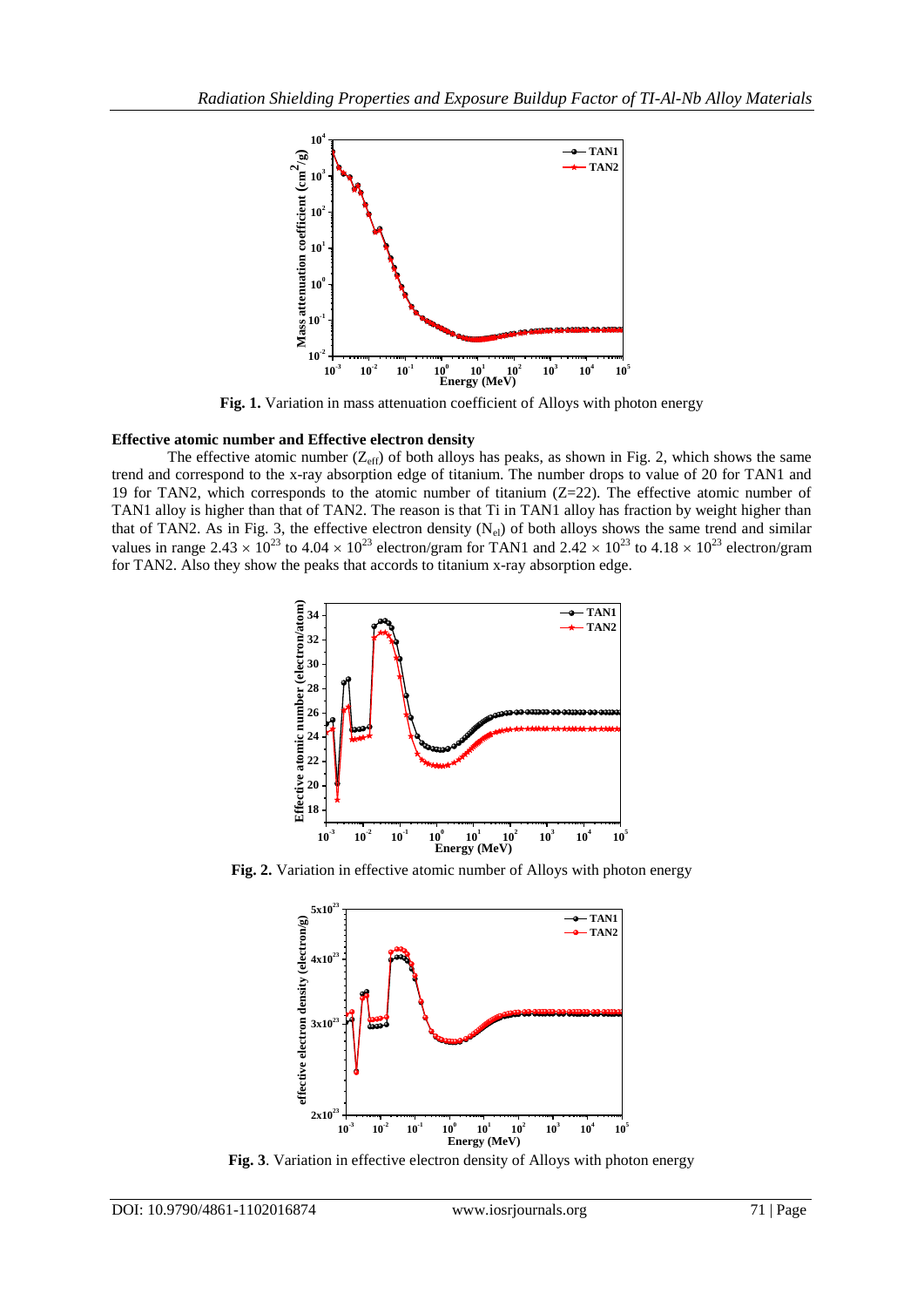**Fig. 1.** Variation in mass attenuation coefficient of Alloys with photon energy

**Effective atomic number and Effective electron density**

The effective atomic number ($Z_{eff}$) of both alloys has peaks, as shown in Fig. 2, which shows the same trend and correspond to the x-ray absorption edge of titanium. The number drops to value of 20 for TAN1 and 19 for TAN2, which corresponds to the atomic number of titanium (Z=22). The effective atomic number of TAN1 alloy is higher than that of TAN2. The reason is that Ti in TAN1 alloy has fraction by weight higher than that of TAN2. As in Fig. 3, the effective electron density ($N_{el}$) of both alloys shows the same trend and similar values in range $2.43 \times 10^{23}$ to $4.04 \times 10^{23}$ electron/gram for TAN1 and $2.42 \times 10^{23}$ to $4.18 \times 10^{23}$ electron/gram for TAN2. Also they show the peaks that accords to titanium x-ray absorption edge.

**Fig. 2.** Variation in effective atomic number of Alloys with photon energy

**Fig. 3**. Variation in effective electron density of Alloys with photon energy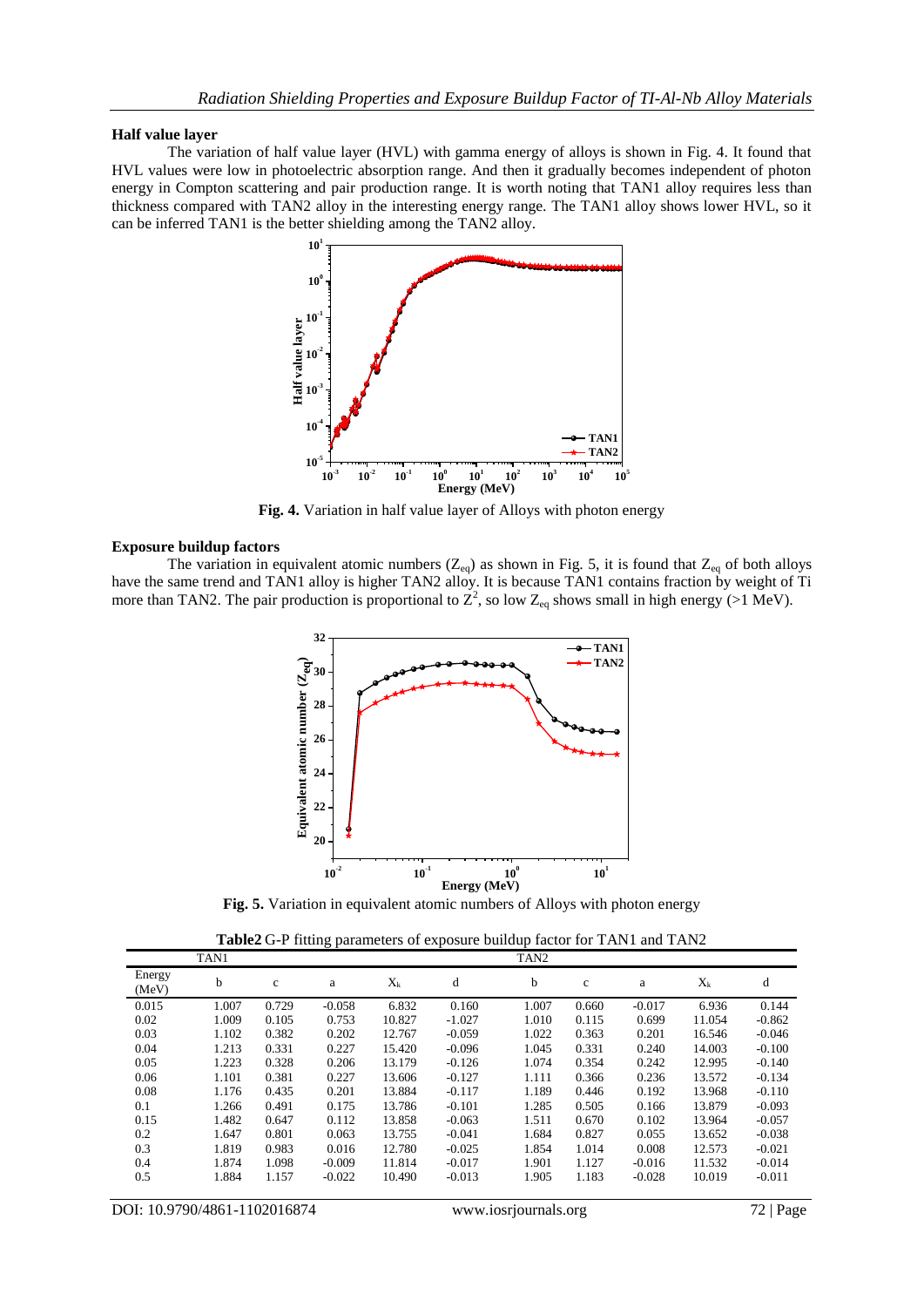### Half value layer

The variation of half value layer (HVL) with gamma energy of alloys is shown in Fig. 4. It found that HVL values were low in photoelectric absorption range. And then it gradually becomes independent of photon energy in Compton scattering and pair production range. It is worth noting that TAN1 alloy requires less than thickness compared with TAN2 alloy in the interesting energy range. The TAN1 alloy shows lower HVL, so it can be inferred TAN1 is the better shielding among the TAN2 alloy.

**Fig. 4.** Variation in half value layer of Alloys with photon energy

### Exposure buildup factors

The variation in equivalent atomic numbers ($Z_{eq}$) as shown in Fig. 5, it is found that $Z_{eq}$ of both alloys have the same trend and TAN1 alloy is higher TAN2 alloy. It is because TAN1 contains fraction by weight of Ti more than TAN2. The pair production is proportional to $Z^2$, so low $Z_{eq}$ shows small in high energy (>1 MeV).

**Fig. 5.** Variation in equivalent atomic numbers of Alloys with photon energy

**Table2** G-P fitting parameters of exposure buildup factor for TAN1 and TAN2

| | TAN1 | | | | | TAN2 | | | | |
|---|---|---|---|---|---|---|---|---|---|---|
| Energy (MeV) | b | c | a | $X_k$ | d | b | c | a | $X_k$ | d |
| 0.015 | 1.007 | 0.729 | -0.058 | 6.832 | 0.160 | 1.007 | 0.660 | -0.017 | 6.936 | 0.144 |
| 0.02 | 1.009 | 0.105 | 0.753 | 10.827 | -1.027 | 1.010 | 0.115 | 0.699 | 11.054 | -0.862 |
| 0.03 | 1.102 | 0.382 | 0.202 | 12.767 | -0.059 | 1.022 | 0.363 | 0.201 | 16.546 | -0.046 |
| 0.04 | 1.213 | 0.331 | 0.227 | 15.420 | -0.096 | 1.045 | 0.331 | 0.240 | 14.003 | -0.100 |
| 0.05 | 1.223 | 0.328 | 0.206 | 13.179 | -0.126 | 1.074 | 0.354 | 0.242 | 12.995 | -0.140 |
| 0.06 | 1.101 | 0.381 | 0.227 | 13.606 | -0.127 | 1.111 | 0.366 | 0.236 | 13.572 | -0.134 |
| 0.08 | 1.176 | 0.435 | 0.201 | 13.884 | -0.117 | 1.189 | 0.446 | 0.192 | 13.968 | -0.110 |
| 0.1 | 1.266 | 0.491 | 0.175 | 13.786 | -0.101 | 1.285 | 0.505 | 0.166 | 13.879 | -0.093 |
| 0.15 | 1.482 | 0.647 | 0.112 | 13.858 | -0.063 | 1.511 | 0.670 | 0.102 | 13.964 | -0.057 |
| 0.2 | 1.647 | 0.801 | 0.063 | 13.755 | -0.041 | 1.684 | 0.827 | 0.055 | 13.652 | -0.038 |
| 0.3 | 1.819 | 0.983 | 0.016 | 12.780 | -0.025 | 1.854 | 1.014 | 0.008 | 12.573 | -0.021 |
| 0.4 | 1.874 | 1.098 | -0.009 | 11.814 | -0.017 | 1.901 | 1.127 | -0.016 | 11.532 | -0.014 |
| 0.5 | 1.884 | 1.157 | -0.022 | 10.490 | -0.013 | 1.905 | 1.183 | -0.028 | 10.019 | -0.011 |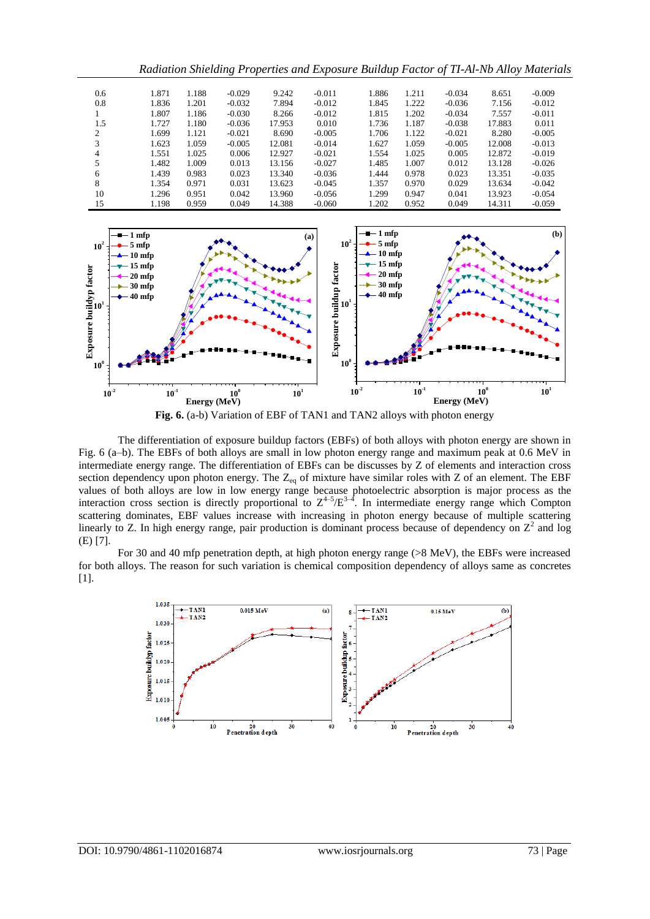| | | | | | | | | | | |
|---|---|---|---|---|---|---|---|---|---|---|
| 0.6 | 1.871 | 1.188 | -0.029 | 9.242 | -0.011 | 1.886 | 1.211 | -0.034 | 8.651 | -0.009 |
| 0.8 | 1.836 | 1.201 | -0.032 | 7.894 | -0.012 | 1.845 | 1.222 | -0.036 | 7.156 | -0.012 |
| 1 | 1.807 | 1.186 | -0.030 | 8.266 | -0.012 | 1.815 | 1.202 | -0.034 | 7.557 | -0.011 |
| 1.5 | 1.727 | 1.180 | -0.036 | 17.953 | 0.010 | 1.736 | 1.187 | -0.038 | 17.883 | 0.011 |
| 2 | 1.699 | 1.121 | -0.021 | 8.690 | -0.005 | 1.706 | 1.122 | -0.021 | 8.280 | -0.005 |
| 3 | 1.623 | 1.059 | -0.005 | 12.081 | -0.014 | 1.627 | 1.059 | -0.005 | 12.008 | -0.013 |
| 4 | 1.551 | 1.025 | 0.006 | 12.927 | -0.021 | 1.554 | 1.025 | 0.005 | 12.872 | -0.019 |
| 5 | 1.482 | 1.009 | 0.013 | 13.156 | -0.027 | 1.485 | 1.007 | 0.012 | 13.128 | -0.026 |
| 6 | 1.439 | 0.983 | 0.023 | 13.340 | -0.036 | 1.444 | 0.978 | 0.023 | 13.351 | -0.035 |
| 8 | 1.354 | 0.971 | 0.031 | 13.623 | -0.045 | 1.357 | 0.970 | 0.029 | 13.634 | -0.042 |
| 10 | 1.296 | 0.951 | 0.042 | 13.960 | -0.056 | 1.299 | 0.947 | 0.041 | 13.923 | -0.054 |
| 15 | 1.198 | 0.959 | 0.049 | 14.388 | -0.060 | 1.202 | 0.952 | 0.049 | 14.311 | -0.059 |

**Fig. 6.** (a-b) Variation of EBF of TAN1 and TAN2 alloys with photon energy

The differentiation of exposure buildup factors (EBFs) of both alloys with photon energy are shown in Fig. 6 (a–b). The EBFs of both alloys are small in low photon energy range and maximum peak at 0.6 MeV in intermediate energy range. The differentiation of EBFs can be discusses by Z of elements and interaction cross section dependency upon photon energy. The $Z_{eq}$ of mixture have similar roles with Z of an element. The EBF values of both alloys are low in low energy range because photoelectric absorption is major process as the interaction cross section is directly proportional to $Z^{4-5}/E^{3-4}$. In intermediate energy range which Compton scattering dominates, EBF values increase with increasing in photon energy because of multiple scattering linearly to Z. In high energy range, pair production is dominant process because of dependency on $Z^2$ and log (E) [7].

For 30 and 40 mfp penetration depth, at high photon energy range (>8 MeV), the EBFs were increased for both alloys. The reason for such variation is chemical composition dependency of alloys same as concretes [1].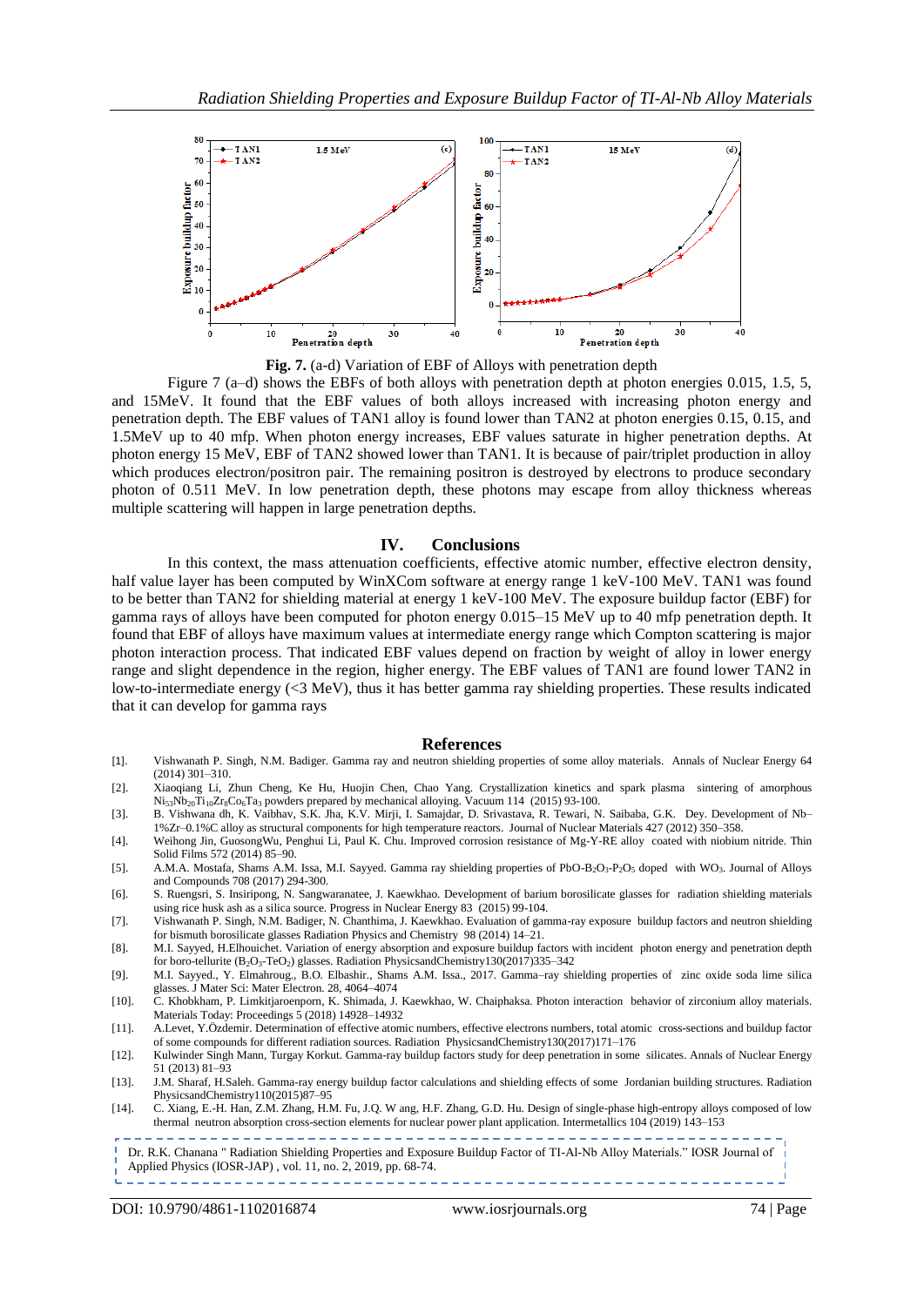1.5 MeV (c)

TAN1
TAN2

Exposure buildup factor

Penetration depth

0 10 20 30 40

0 10 20 30 40 50 60 70 80

15 MeV (d)

TAN1
TAN2

Exposure buildup factor

Penetration depth

0 10 20 30 40

0 20 40 60 80 100

**Fig. 7.** (a-d) Variation of EBF of Alloys with penetration depth

Figure 7 (a–d) shows the EBFs of both alloys with penetration depth at photon energies 0.015, 1.5, 5, and 15MeV. It found that the EBF values of both alloys increased with increasing photon energy and penetration depth. The EBF values of TAN1 alloy is found lower than TAN2 at photon energies 0.15, 0.15, and 1.5MeV up to 40 mfp. When photon energy increases, EBF values saturate in higher penetration depths. At photon energy 15 MeV, EBF of TAN2 showed lower than TAN1. It is because of pair/triplet production in alloy which produces electron/positron pair. The remaining positron is destroyed by electrons to produce secondary photon of 0.511 MeV. In low penetration depth, these photons may escape from alloy thickness whereas multiple scattering will happen in large penetration depths.

## IV. Conclusions

In this context, the mass attenuation coefficients, effective atomic number, effective electron density, half value layer has been computed by WinXCom software at energy range 1 keV-100 MeV. TAN1 was found to be better than TAN2 for shielding material at energy 1 keV-100 MeV. The exposure buildup factor (EBF) for gamma rays of alloys have been computed for photon energy 0.015–15 MeV up to 40 mfp penetration depth. It found that EBF of alloys have maximum values at intermediate energy range which Compton scattering is major photon interaction process. That indicated EBF values depend on fraction by weight of alloy in lower energy range and slight dependence in the region, higher energy. The EBF values of TAN1 are found lower TAN2 in low-to-intermediate energy (<3 MeV), thus it has better gamma ray shielding properties. These results indicated that it can develop for gamma rays

## References

[1]. Vishwanath P. Singh, N.M. Badiger. Gamma ray and neutron shielding properties of some alloy materials. Annals of Nuclear Energy 64 (2014) 301–310.

[2]. Xiaoqiang Li, Zhun Cheng, Ke Hu, Huojin Chen, Chao Yang. Crystallization kinetics and spark plasma sintering of amorphous $Ni_{53}Nb_{20}Ti_{10}Zr_8Co_6Ta_3$ powders prepared by mechanical alloying. Vacuum 114 (2015) 93-100.

[3]. B. Vishwana dh, K. Vaibhav, S.K. Jha, K.V. Mirji, I. Samajdar, D. Srivastava, R. Tewari, N. Saibaba, G.K. Dey. Development of Nb–1%Zr–0.1%C alloy as structural components for high temperature reactors. Journal of Nuclear Materials 427 (2012) 350–358.

[4]. Weihong Jin, GuosongWu, Penghui Li, Paul K. Chu. Improved corrosion resistance of Mg-Y-RE alloy coated with niobium nitride. Thin Solid Films 572 (2014) 85–90.

[5]. A.M.A. Mostafa, Shams A.M. Issa, M.I. Sayyed. Gamma ray shielding properties of $PbO$-$B_2O_3$-$P_2O_5$ doped with $WO_3$. Journal of Alloys and Compounds 708 (2017) 294-300.

[6]. S. Ruengsri, S. Insiripong, N. Sangwaranatee, J. Kaewkhao. Development of barium borosilicate glasses for radiation shielding materials using rice husk ash as a silica source. Progress in Nuclear Energy 83 (2015) 99-104.

[7]. Vishwanath P. Singh, N.M. Badiger, N. Chanthima, J. Kaewkhao. Evaluation of gamma-ray exposure buildup factors and neutron shielding for bismuth borosilicate glasses Radiation Physics and Chemistry 98 (2014) 14–21.

[8]. M.I. Sayyed, H.Elhouichet. Variation of energy absorption and exposure buildup factors with incident photon energy and penetration depth for boro-tellurite ($B_2O_3$-$TeO_2$) glasses. Radiation PhysicsandChemistry130(2017)335–342

[9]. M.I. Sayyed., Y. Elmahroug., B.O. Elbashir., Shams A.M. Issa., 2017. Gamma–ray shielding properties of zinc oxide soda lime silica glasses. J Mater Sci: Mater Electron. 28, 4064–4074

[10]. C. Khobkham, P. Limkitjaroenporn, K. Shimada, J. Kaewkhao, W. Chaiphaksa. Photon interaction behavior of zirconium alloy materials. Materials Today: Proceedings 5 (2018) 14928–14932

[11]. A.Levet, Y.Özdemir. Determination of effective atomic numbers, effective electrons numbers, total atomic cross-sections and buildup factor of some compounds for different radiation sources. Radiation PhysicsandChemistry130(2017)171–176

[12]. Kulwinder Singh Mann, Turgay Korkut. Gamma-ray buildup factors study for deep penetration in some silicates. Annals of Nuclear Energy 51 (2013) 81–93

[13]. J.M. Sharaf, H.Saleh. Gamma-ray energy buildup factor calculations and shielding effects of some Jordanian building structures. Radiation PhysicsandChemistry110(2015)87–95

[14]. C. Xiang, E.-H. Han, Z.M. Zhang, H.M. Fu, J.Q. W ang, H.F. Zhang, G.D. Hu. Design of single-phase high-entropy alloys composed of low thermal neutron absorption cross-section elements for nuclear power plant application. Intermetallics 104 (2019) 143–153

Dr. R.K. Chanana " Radiation Shielding Properties and Exposure Buildup Factor of TI-Al-Nb Alloy Materials." IOSR Journal of Applied Physics (IOSR-JAP) , vol. 11, no. 2, 2019, pp. 68-74.